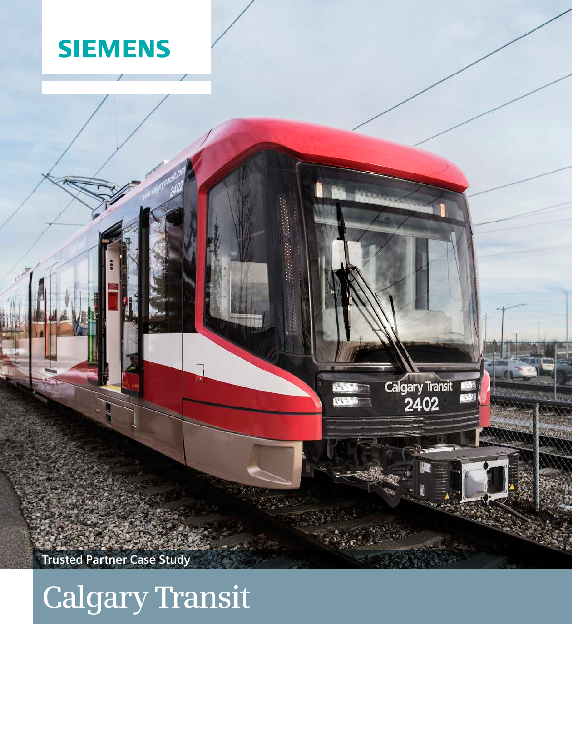SIEMENS

Trusted Partner Case Study

# Calgary Transit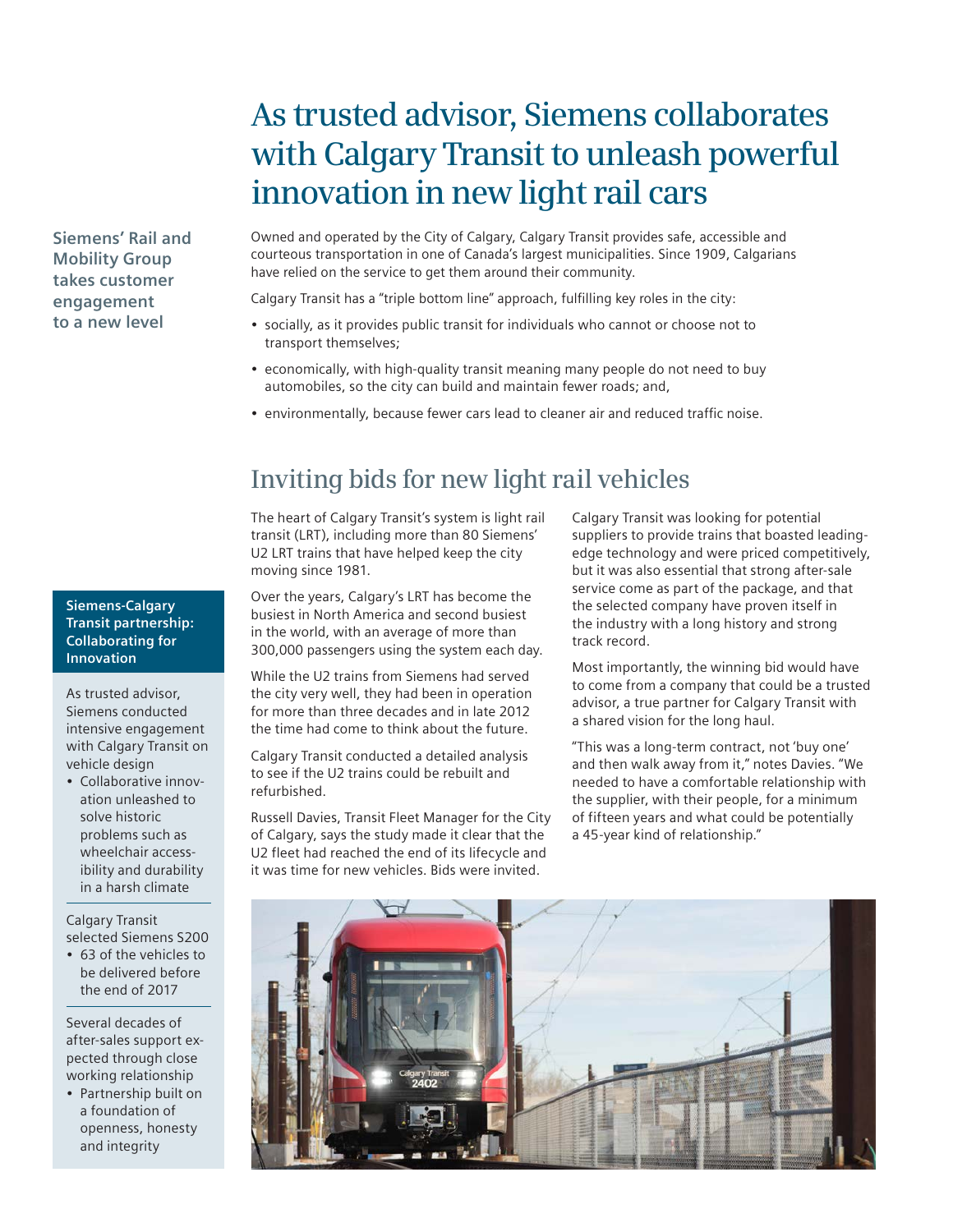# As trusted advisor, Siemens collaborates with Calgary Transit to unleash powerful innovation in new light rail cars

**Siemens' Rail and Mobility Group takes customer engagement to a new level**

Owned and operated by the City of Calgary, Calgary Transit provides safe, accessible and courteous transportation in one of Canada's largest municipalities. Since 1909, Calgarians have relied on the service to get them around their community.

Calgary Transit has a "triple bottom line" approach, fulfilling key roles in the city:

- socially, as it provides public transit for individuals who cannot or choose not to transport themselves;
- economically, with high-quality transit meaning many people do not need to buy automobiles, so the city can build and maintain fewer roads; and,
- environmentally, because fewer cars lead to cleaner air and reduced traffic noise.

## Inviting bids for new light rail vehicles

The heart of Calgary Transit's system is light rail transit (LRT), including more than 80 Siemens' U2 LRT trains that have helped keep the city moving since 1981.

Over the years, Calgary's LRT has become the busiest in North America and second busiest in the world, with an average of more than 300,000 passengers using the system each day.

While the U2 trains from Siemens had served the city very well, they had been in operation for more than three decades and in late 2012 the time had come to think about the future.

Calgary Transit conducted a detailed analysis to see if the U2 trains could be rebuilt and refurbished.

Russell Davies, Transit Fleet Manager for the City of Calgary, says the study made it clear that the U2 fleet had reached the end of its lifecycle and it was time for new vehicles. Bids were invited.

Calgary Transit was looking for potential suppliers to provide trains that boasted leading-edge technology and were priced competitively, but it was also essential that strong after-sale service come as part of the package, and that the selected company have proven itself in the industry with a long history and strong track record.

Most importantly, the winning bid would have to come from a company that could be a trusted advisor, a true partner for Calgary Transit with a shared vision for the long haul.

"This was a long-term contract, not 'buy one' and then walk away from it," notes Davies. "We needed to have a comfortable relationship with the supplier, with their people, for a minimum of fifteen years and what could be potentially a 45-year kind of relationship."

**Siemens-Calgary Transit partnership: Collaborating for Innovation**

As trusted advisor, Siemens conducted intensive engagement with Calgary Transit on vehicle design

- Collaborative innovation unleashed to solve historic problems such as wheelchair accessibility and durability in a harsh climate

Calgary Transit selected Siemens S200

- 63 of the vehicles to be delivered before the end of 2017

Several decades of after-sales support expected through close working relationship

- Partnership built on a foundation of openness, honesty and integrity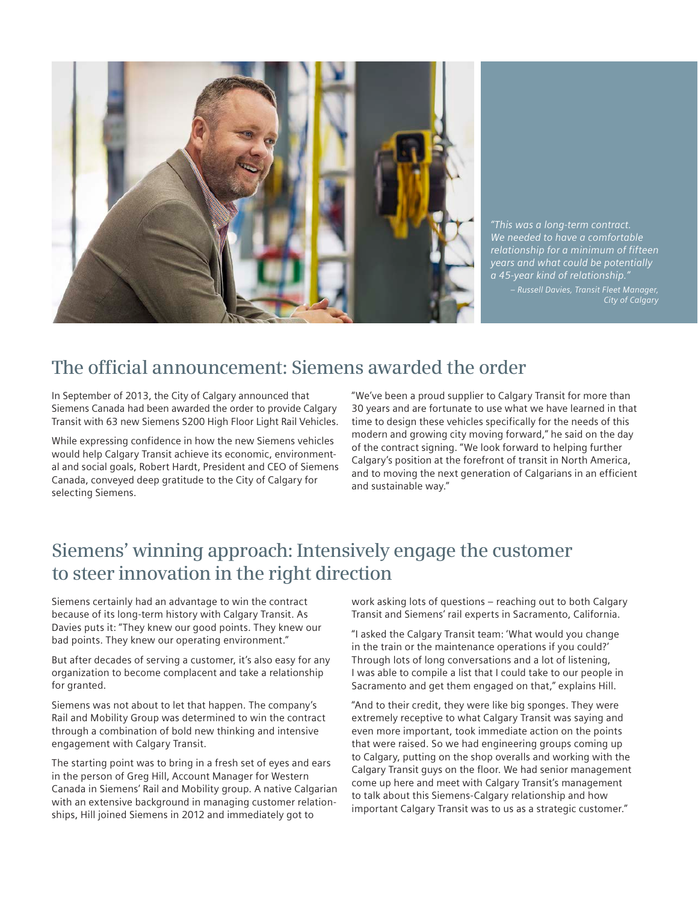*"This was a long-term contract. We needed to have a comfortable relationship for a minimum of fifteen years and what could be potentially a 45-year kind of relationship."*

*– Russell Davies, Transit Fleet Manager, City of Calgary*

## The official announcement: Siemens awarded the order

In September of 2013, the City of Calgary announced that Siemens Canada had been awarded the order to provide Calgary Transit with 63 new Siemens S200 High Floor Light Rail Vehicles.

While expressing confidence in how the new Siemens vehicles would help Calgary Transit achieve its economic, environmental and social goals, Robert Hardt, President and CEO of Siemens Canada, conveyed deep gratitude to the City of Calgary for selecting Siemens.

"We've been a proud supplier to Calgary Transit for more than 30 years and are fortunate to use what we have learned in that time to design these vehicles specifically for the needs of this modern and growing city moving forward," he said on the day of the contract signing. "We look forward to helping further Calgary's position at the forefront of transit in North America, and to moving the next generation of Calgarians in an efficient and sustainable way."

## Siemens' winning approach: Intensively engage the customer to steer innovation in the right direction

Siemens certainly had an advantage to win the contract because of its long-term history with Calgary Transit. As Davies puts it: "They knew our good points. They knew our bad points. They knew our operating environment."

But after decades of serving a customer, it's also easy for any organization to become complacent and take a relationship for granted.

Siemens was not about to let that happen. The company's Rail and Mobility Group was determined to win the contract through a combination of bold new thinking and intensive engagement with Calgary Transit.

The starting point was to bring in a fresh set of eyes and ears in the person of Greg Hill, Account Manager for Western Canada in Siemens' Rail and Mobility group. A native Calgarian with an extensive background in managing customer relationships, Hill joined Siemens in 2012 and immediately got to work asking lots of questions – reaching out to both Calgary Transit and Siemens' rail experts in Sacramento, California.

"I asked the Calgary Transit team: 'What would you change in the train or the maintenance operations if you could?' Through lots of long conversations and a lot of listening, I was able to compile a list that I could take to our people in Sacramento and get them engaged on that," explains Hill.

"And to their credit, they were like big sponges. They were extremely receptive to what Calgary Transit was saying and even more important, took immediate action on the points that were raised. So we had engineering groups coming up to Calgary, putting on the shop overalls and working with the Calgary Transit guys on the floor. We had senior management come up here and meet with Calgary Transit's management to talk about this Siemens-Calgary relationship and how important Calgary Transit was to us as a strategic customer."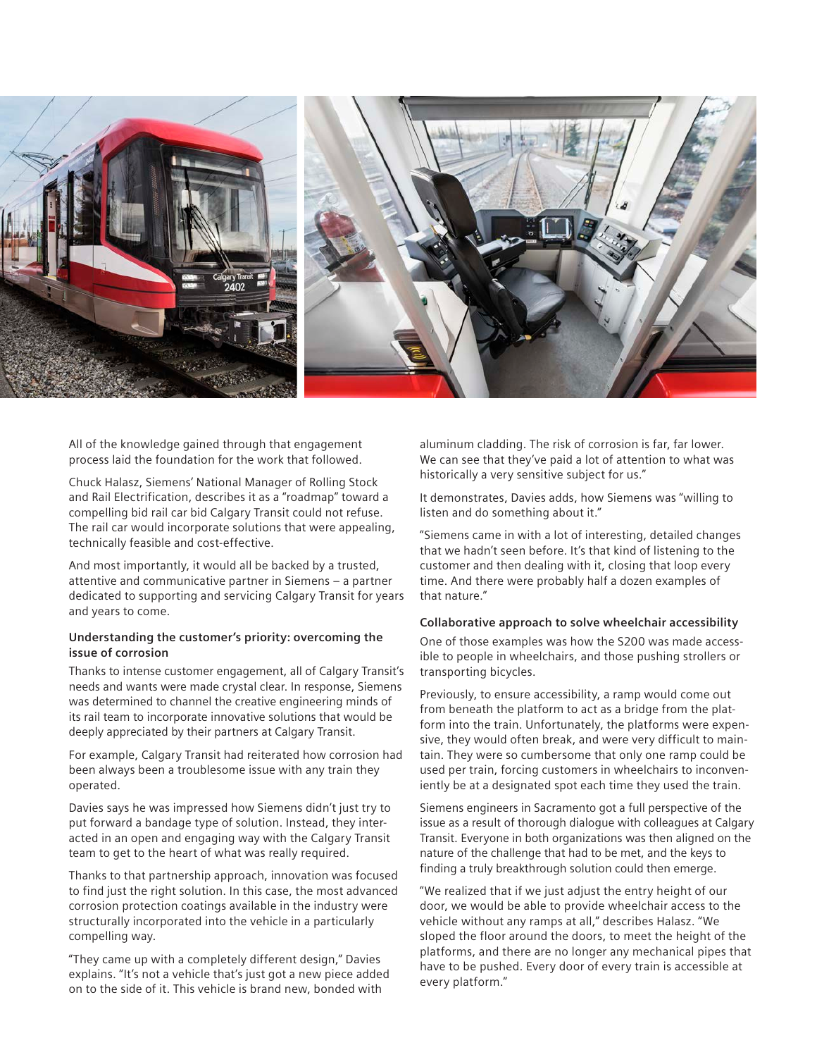All of the knowledge gained through that engagement process laid the foundation for the work that followed.

Chuck Halasz, Siemens' National Manager of Rolling Stock and Rail Electrification, describes it as a "roadmap" toward a compelling bid rail car bid Calgary Transit could not refuse. The rail car would incorporate solutions that were appealing, technically feasible and cost-effective.

And most importantly, it would all be backed by a trusted, attentive and communicative partner in Siemens – a partner dedicated to supporting and servicing Calgary Transit for years and years to come.

**Understanding the customer's priority: overcoming the issue of corrosion**

Thanks to intense customer engagement, all of Calgary Transit's needs and wants were made crystal clear. In response, Siemens was determined to channel the creative engineering minds of its rail team to incorporate innovative solutions that would be deeply appreciated by their partners at Calgary Transit.

For example, Calgary Transit had reiterated how corrosion had been always been a troublesome issue with any train they operated.

Davies says he was impressed how Siemens didn't just try to put forward a bandage type of solution. Instead, they interacted in an open and engaging way with the Calgary Transit team to get to the heart of what was really required.

Thanks to that partnership approach, innovation was focused to find just the right solution. In this case, the most advanced corrosion protection coatings available in the industry were structurally incorporated into the vehicle in a particularly compelling way.

"They came up with a completely different design," Davies explains. "It's not a vehicle that's just got a new piece added on to the side of it. This vehicle is brand new, bonded with aluminum cladding. The risk of corrosion is far, far lower. We can see that they've paid a lot of attention to what was historically a very sensitive subject for us."

It demonstrates, Davies adds, how Siemens was "willing to listen and do something about it."

"Siemens came in with a lot of interesting, detailed changes that we hadn't seen before. It's that kind of listening to the customer and then dealing with it, closing that loop every time. And there were probably half a dozen examples of that nature."

**Collaborative approach to solve wheelchair accessibility**

One of those examples was how the S200 was made accessible to people in wheelchairs, and those pushing strollers or transporting bicycles.

Previously, to ensure accessibility, a ramp would come out from beneath the platform to act as a bridge from the platform into the train. Unfortunately, the platforms were expensive, they would often break, and were very difficult to maintain. They were so cumbersome that only one ramp could be used per train, forcing customers in wheelchairs to inconveniently be at a designated spot each time they used the train.

Siemens engineers in Sacramento got a full perspective of the issue as a result of thorough dialogue with colleagues at Calgary Transit. Everyone in both organizations was then aligned on the nature of the challenge that had to be met, and the keys to finding a truly breakthrough solution could then emerge.

"We realized that if we just adjust the entry height of our door, we would be able to provide wheelchair access to the vehicle without any ramps at all," describes Halasz. "We sloped the floor around the doors, to meet the height of the platforms, and there are no longer any mechanical pipes that have to be pushed. Every door of every train is accessible at every platform."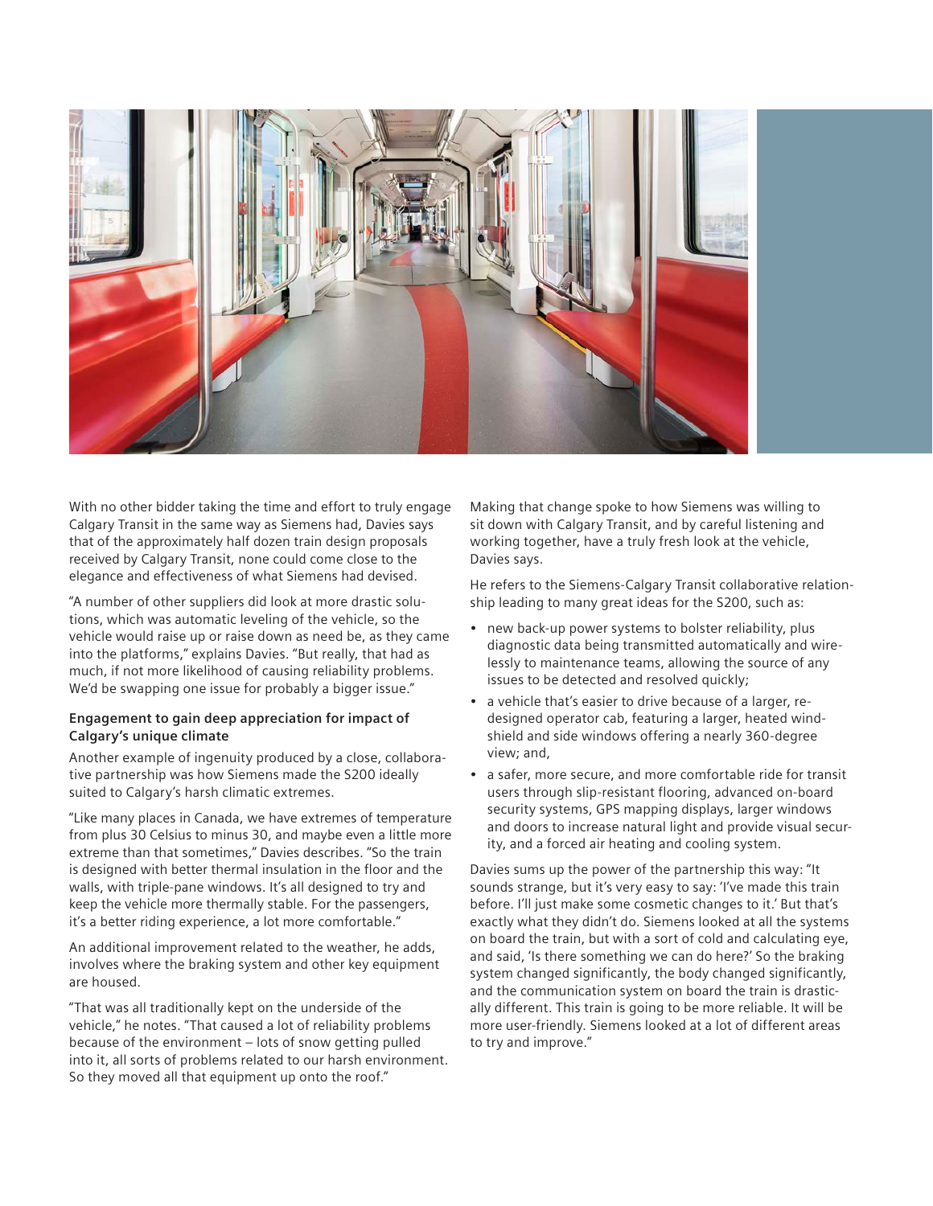With no other bidder taking the time and effort to truly engage Calgary Transit in the same way as Siemens had, Davies says that of the approximately half dozen train design proposals received by Calgary Transit, none could come close to the elegance and effectiveness of what Siemens had devised.

"A number of other suppliers did look at more drastic solutions, which was automatic leveling of the vehicle, so the vehicle would raise up or raise down as need be, as they came into the platforms," explains Davies. "But really, that had as much, if not more likelihood of causing reliability problems. We'd be swapping one issue for probably a bigger issue."

**Engagement to gain deep appreciation for impact of Calgary's unique climate**

Another example of ingenuity produced by a close, collaborative partnership was how Siemens made the S200 ideally suited to Calgary's harsh climatic extremes.

"Like many places in Canada, we have extremes of temperature from plus 30 Celsius to minus 30, and maybe even a little more extreme than that sometimes," Davies describes. "So the train is designed with better thermal insulation in the floor and the walls, with triple-pane windows. It's all designed to try and keep the vehicle more thermally stable. For the passengers, it's a better riding experience, a lot more comfortable."

An additional improvement related to the weather, he adds, involves where the braking system and other key equipment are housed.

"That was all traditionally kept on the underside of the vehicle," he notes. "That caused a lot of reliability problems because of the environment – lots of snow getting pulled into it, all sorts of problems related to our harsh environment. So they moved all that equipment up onto the roof."

Making that change spoke to how Siemens was willing to sit down with Calgary Transit, and by careful listening and working together, have a truly fresh look at the vehicle, Davies says.

He refers to the Siemens-Calgary Transit collaborative relationship leading to many great ideas for the S200, such as:

- new back-up power systems to bolster reliability, plus diagnostic data being transmitted automatically and wirelessly to maintenance teams, allowing the source of any issues to be detected and resolved quickly;
- a vehicle that's easier to drive because of a larger, redesigned operator cab, featuring a larger, heated windshield and side windows offering a nearly 360-degree view; and,
- a safer, more secure, and more comfortable ride for transit users through slip-resistant flooring, advanced on-board security systems, GPS mapping displays, larger windows and doors to increase natural light and provide visual security, and a forced air heating and cooling system.

Davies sums up the power of the partnership this way: "It sounds strange, but it's very easy to say: 'I've made this train before. I'll just make some cosmetic changes to it.' But that's exactly what they didn't do. Siemens looked at all the systems on board the train, but with a sort of cold and calculating eye, and said, 'Is there something we can do here?' So the braking system changed significantly, the body changed significantly, and the communication system on board the train is drastically different. This train is going to be more reliable. It will be more user-friendly. Siemens looked at a lot of different areas to try and improve."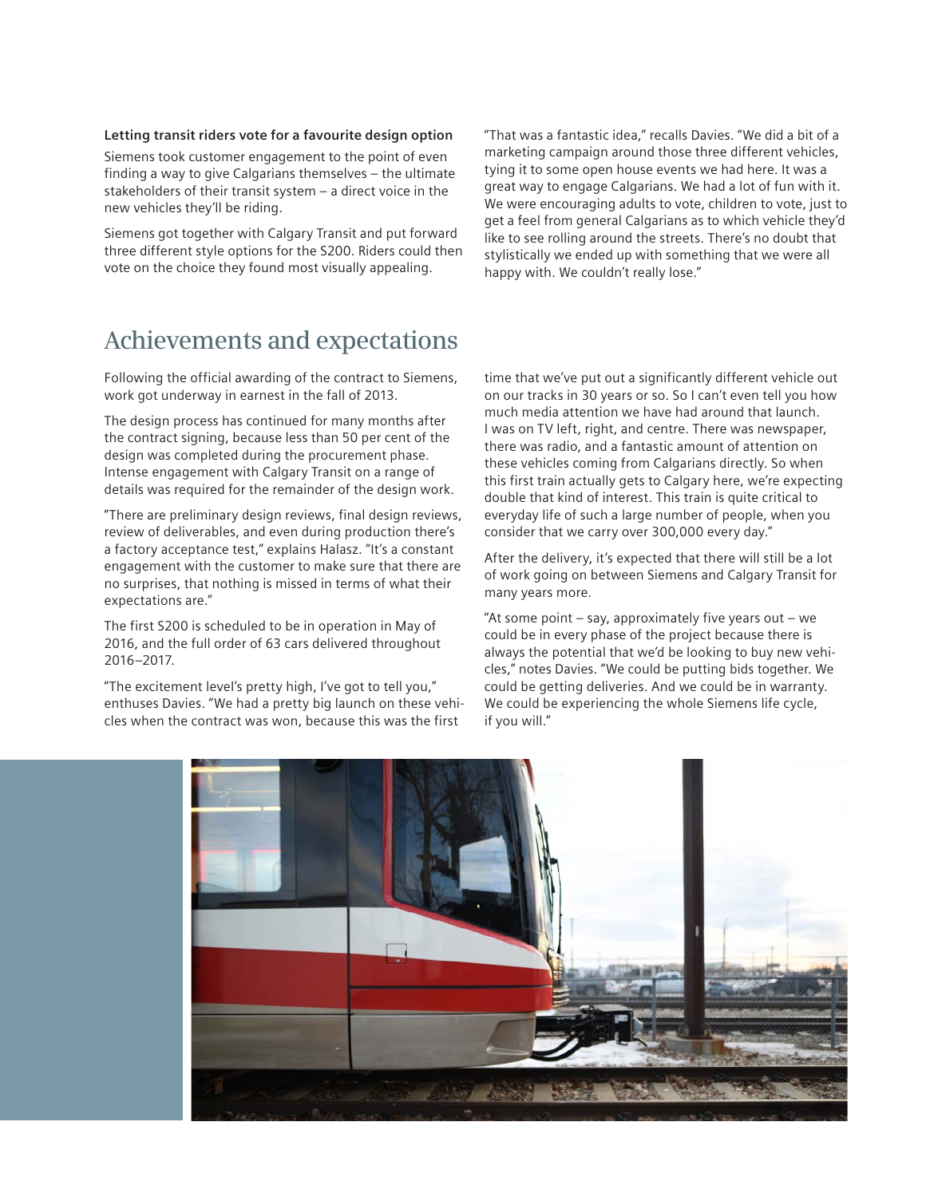**Letting transit riders vote for a favourite design option**

Siemens took customer engagement to the point of even finding a way to give Calgarians themselves – the ultimate stakeholders of their transit system – a direct voice in the new vehicles they'll be riding.

Siemens got together with Calgary Transit and put forward three different style options for the S200. Riders could then vote on the choice they found most visually appealing.

"That was a fantastic idea," recalls Davies. "We did a bit of a marketing campaign around those three different vehicles, tying it to some open house events we had here. It was a great way to engage Calgarians. We had a lot of fun with it. We were encouraging adults to vote, children to vote, just to get a feel from general Calgarians as to which vehicle they'd like to see rolling around the streets. There's no doubt that stylistically we ended up with something that we were all happy with. We couldn't really lose."

## Achievements and expectations

Following the official awarding of the contract to Siemens, work got underway in earnest in the fall of 2013.

The design process has continued for many months after the contract signing, because less than 50 per cent of the design was completed during the procurement phase. Intense engagement with Calgary Transit on a range of details was required for the remainder of the design work.

"There are preliminary design reviews, final design reviews, review of deliverables, and even during production there's a factory acceptance test," explains Halasz. "It's a constant engagement with the customer to make sure that there are no surprises, that nothing is missed in terms of what their expectations are."

The first S200 is scheduled to be in operation in May of 2016, and the full order of 63 cars delivered throughout 2016–2017.

"The excitement level's pretty high, I've got to tell you," enthuses Davies. "We had a pretty big launch on these vehicles when the contract was won, because this was the first time that we've put out a significantly different vehicle out on our tracks in 30 years or so. So I can't even tell you how much media attention we have had around that launch. I was on TV left, right, and centre. There was newspaper, there was radio, and a fantastic amount of attention on these vehicles coming from Calgarians directly. So when this first train actually gets to Calgary here, we're expecting double that kind of interest. This train is quite critical to everyday life of such a large number of people, when you consider that we carry over 300,000 every day."

After the delivery, it's expected that there will still be a lot of work going on between Siemens and Calgary Transit for many years more.

"At some point – say, approximately five years out – we could be in every phase of the project because there is always the potential that we'd be looking to buy new vehicles," notes Davies. "We could be putting bids together. We could be getting deliveries. And we could be in warranty. We could be experiencing the whole Siemens life cycle, if you will."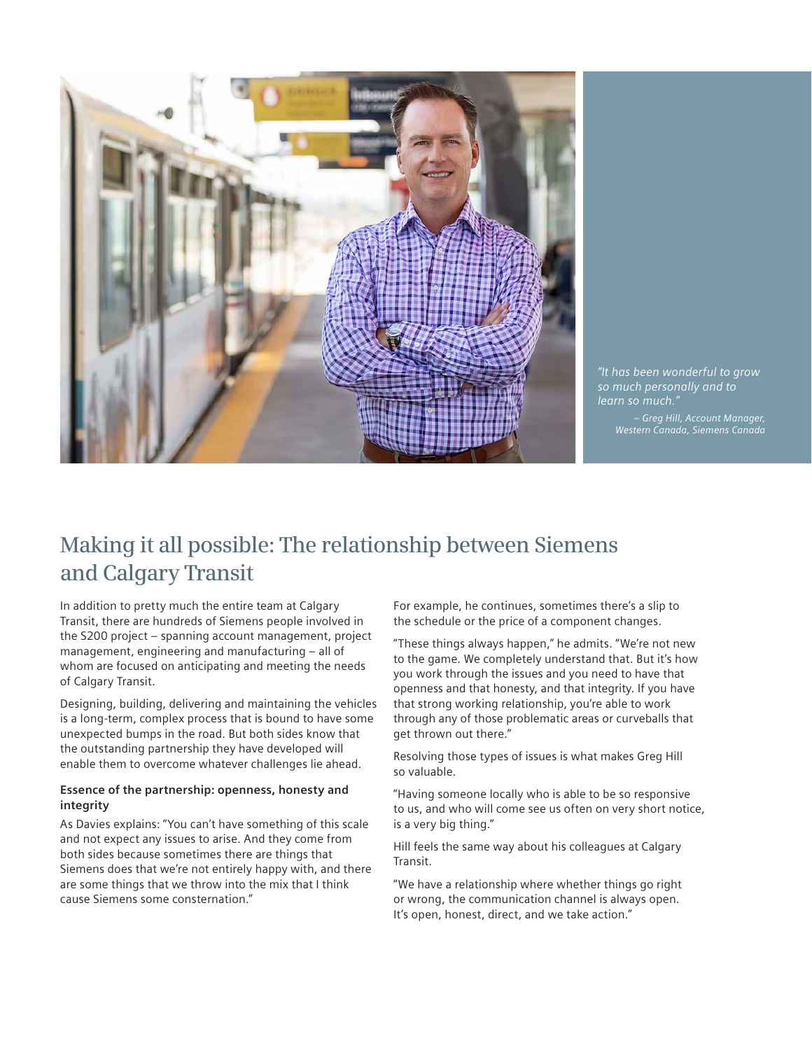*"It has been wonderful to grow so much personally and to learn so much."*

*– Greg Hill, Account Manager, Western Canada, Siemens Canada*

# Making it all possible: The relationship between Siemens and Calgary Transit

In addition to pretty much the entire team at Calgary Transit, there are hundreds of Siemens people involved in the S200 project – spanning account management, project management, engineering and manufacturing – all of whom are focused on anticipating and meeting the needs of Calgary Transit.

Designing, building, delivering and maintaining the vehicles is a long-term, complex process that is bound to have some unexpected bumps in the road. But both sides know that the outstanding partnership they have developed will enable them to overcome whatever challenges lie ahead.

**Essence of the partnership: openness, honesty and integrity**

As Davies explains: "You can't have something of this scale and not expect any issues to arise. And they come from both sides because sometimes there are things that Siemens does that we're not entirely happy with, and there are some things that we throw into the mix that I think cause Siemens some consternation."

For example, he continues, sometimes there's a slip to the schedule or the price of a component changes.

"These things always happen," he admits. "We're not new to the game. We completely understand that. But it's how you work through the issues and you need to have that openness and that honesty, and that integrity. If you have that strong working relationship, you're able to work through any of those problematic areas or curveballs that get thrown out there."

Resolving those types of issues is what makes Greg Hill so valuable.

"Having someone locally who is able to be so responsive to us, and who will come see us often on very short notice, is a very big thing."

Hill feels the same way about his colleagues at Calgary Transit.

"We have a relationship where whether things go right or wrong, the communication channel is always open. It's open, honest, direct, and we take action."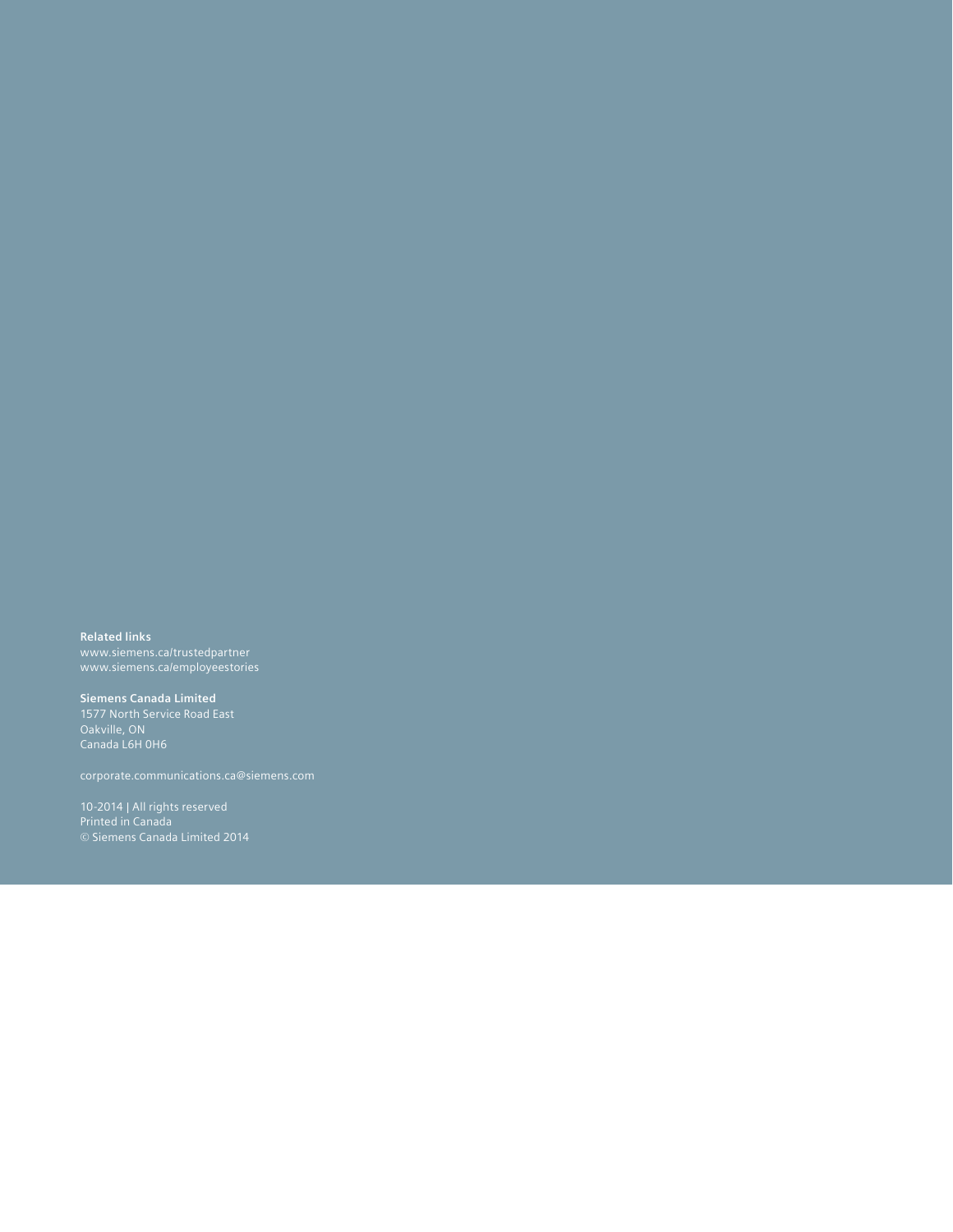**Related links**
www.siemens.ca/trustedpartner
www.siemens.ca/employeestories

**Siemens Canada Limited**
1577 North Service Road East
Oakville, ON
Canada L6H 0H6

corporate.communications.ca@siemens.com

10-2014 | All rights reserved
Printed in Canada
© Siemens Canada Limited 2014